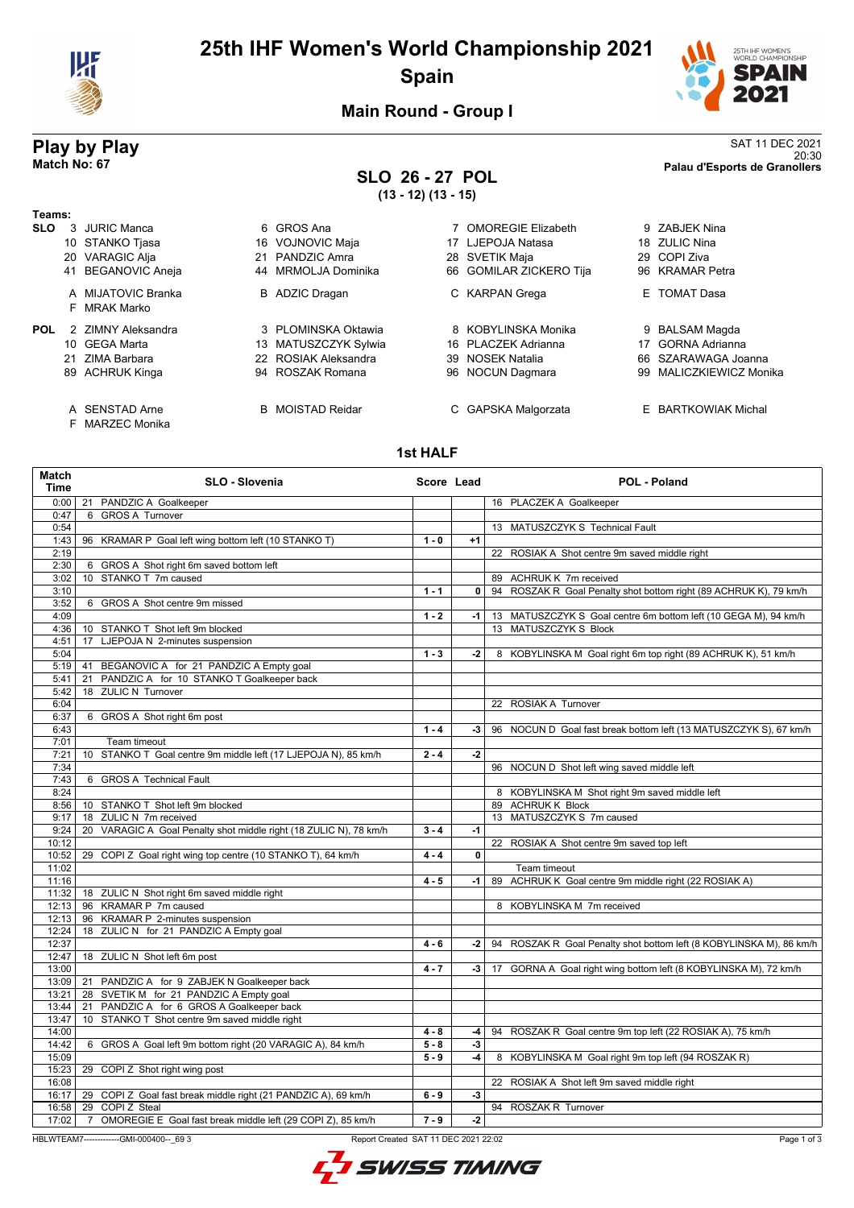# 25th IHF Women's World Championship 2021

## Spain

### Main Round - Group I

**Play by Play**
**Match No: 67**

SAT 11 DEC 2021
20:30
**Palau d'Esports de Granollers**

## SLO 26 - 27 POL
**(13 - 12) (13 - 15)**

**Teams:**

**SLO**
3 JURIC Manca, 6 GROS Ana, 7 OMOREGIE Elizabeth, 9 ZABJEK Nina, 10 STANKO Tjasa, 16 VOJNOVIC Maja, 17 LJEPOJA Natasa, 18 ZULIC Nina, 20 VARAGIC Alja, 21 PANDZIC Amra, 28 SVETIK Maja, 29 COPI Ziva, 41 BEGANOVIC Aneja, 44 MRMOLJA Dominika, 66 GOMILAR ZICKERO Tija, 96 KRAMAR Petra

A MIJATOVIC Branka, B ADZIC Dragan, C KARPAN Grega, E TOMAT Dasa, F MRAK Marko

**POL**
2 ZIMNY Aleksandra, 3 PLOMINSKA Oktawia, 8 KOBYLINSKA Monika, 9 BALSAM Magda, 10 GEGA Marta, 13 MATUSZCZYK Sylwia, 16 PLACZEK Adrianna, 17 GORNA Adrianna, 21 ZIMA Barbara, 22 ROSIAK Aleksandra, 39 NOSEK Natalia, 66 SZARAWAGA Joanna, 89 ACHRUK Kinga, 94 ROSZAK Romana, 96 NOCUN Dagmara, 99 MALICZKIEWICZ Monika

A SENSTAD Arne, B MOISTAD Reidar, C GAPSKA Malgorzata, E BARTKOWIAK Michal, F MARZEC Monika

### 1st HALF

| Match Time | SLO - Slovenia | Score | Lead | POL - Poland |
|---|---|---|---|---|
| 0:00 | 21 PANDZIC A Goalkeeper | | | 16 PLACZEK A Goalkeeper |
| 0:47 | 6 GROS A Turnover | | | |
| 0:54 | | | | 13 MATUSZCZYK S Technical Fault |
| 1:43 | 96 KRAMAR P Goal left wing bottom left (10 STANKO T) | 1 - 0 | +1 | |
| 2:19 | | | | 22 ROSIAK A Shot centre 9m saved middle right |
| 2:30 | 6 GROS A Shot right 6m saved bottom left | | | |
| 3:02 | 10 STANKO T 7m caused | | | 89 ACHRUK K 7m received |
| 3:10 | | 1 - 1 | 0 | 94 ROSZAK R Goal Penalty shot bottom right (89 ACHRUK K), 79 km/h |
| 3:52 | 6 GROS A Shot centre 9m missed | | | |
| 4:09 | | 1 - 2 | -1 | 13 MATUSZCZYK S Goal centre 6m bottom left (10 GEGA M), 94 km/h |
| 4:36 | 10 STANKO T Shot left 9m blocked | | | 13 MATUSZCZYK S Block |
| 4:51 | 17 LJEPOJA N 2-minutes suspension | | | |
| 5:04 | | 1 - 3 | -2 | 8 KOBYLINSKA M Goal right 6m top right (89 ACHRUK K), 51 km/h |
| 5:19 | 41 BEGANOVIC A for 21 PANDZIC A Empty goal | | | |
| 5:41 | 21 PANDZIC A for 10 STANKO T Goalkeeper back | | | |
| 5:42 | 18 ZULIC N Turnover | | | |
| 6:04 | | | | 22 ROSIAK A Turnover |
| 6:37 | 6 GROS A Shot right 6m post | | | |
| 6:43 | | 1 - 4 | -3 | 96 NOCUN D Goal fast break bottom left (13 MATUSZCZYK S), 67 km/h |
| 7:01 | Team timeout | | | |
| 7:21 | 10 STANKO T Goal centre 9m middle left (17 LJEPOJA N), 85 km/h | 2 - 4 | -2 | |
| 7:34 | | | | 96 NOCUN D Shot left wing saved middle left |
| 7:43 | 6 GROS A Technical Fault | | | |
| 8:24 | | | | 8 KOBYLINSKA M Shot right 9m saved middle left |
| 8:56 | 10 STANKO T Shot left 9m blocked | | | 89 ACHRUK K Block |
| 9:17 | 18 ZULIC N 7m received | | | 13 MATUSZCZYK S 7m caused |
| 9:24 | 20 VARAGIC A Goal Penalty shot middle right (18 ZULIC N), 78 km/h | 3 - 4 | -1 | |
| 10:12 | | | | 22 ROSIAK A Shot centre 9m saved top left |
| 10:52 | 29 COPI Z Goal right wing top centre (10 STANKO T), 64 km/h | 4 - 4 | 0 | |
| 11:02 | | | | Team timeout |
| 11:16 | | 4 - 5 | -1 | 89 ACHRUK K Goal centre 9m middle right (22 ROSIAK A) |
| 11:32 | 18 ZULIC N Shot right 6m saved middle right | | | |
| 12:13 | 96 KRAMAR P 7m caused | | | 8 KOBYLINSKA M 7m received |
| 12:13 | 96 KRAMAR P 2-minutes suspension | | | |
| 12:24 | 18 ZULIC N for 21 PANDZIC A Empty goal | | | |
| 12:37 | | 4 - 6 | -2 | 94 ROSZAK R Goal Penalty shot bottom left (8 KOBYLINSKA M), 86 km/h |
| 12:47 | 18 ZULIC N Shot left 6m post | | | |
| 13:00 | | 4 - 7 | -3 | 17 GORNA A Goal right wing bottom left (8 KOBYLINSKA M), 72 km/h |
| 13:09 | 21 PANDZIC A for 9 ZABJEK N Goalkeeper back | | | |
| 13:21 | 28 SVETIK M for 21 PANDZIC A Empty goal | | | |
| 13:44 | 21 PANDZIC A for 6 GROS A Goalkeeper back | | | |
| 13:47 | 10 STANKO T Shot centre 9m saved middle right | | | |
| 14:00 | | 4 - 8 | -4 | 94 ROSZAK R Goal centre 9m top left (22 ROSIAK A), 75 km/h |
| 14:42 | 6 GROS A Goal left 9m bottom right (20 VARAGIC A), 84 km/h | 5 - 8 | -3 | |
| 15:09 | | 5 - 9 | -4 | 8 KOBYLINSKA M Goal right 9m top left (94 ROSZAK R) |
| 15:23 | 29 COPI Z Shot right wing post | | | |
| 16:08 | | | | 22 ROSIAK A Shot left 9m saved middle right |
| 16:17 | 29 COPI Z Goal fast break middle right (21 PANDZIC A), 69 km/h | 6 - 9 | -3 | |
| 16:58 | 29 COPI Z Steal | | | 94 ROSZAK R Turnover |
| 17:02 | 7 OMOREGIE E Goal fast break middle left (29 COPI Z), 85 km/h | 7 - 9 | -2 | |

HBLWTEAM7-------------GMI-000400--_69 3 Report Created SAT 11 DEC 2021 22:02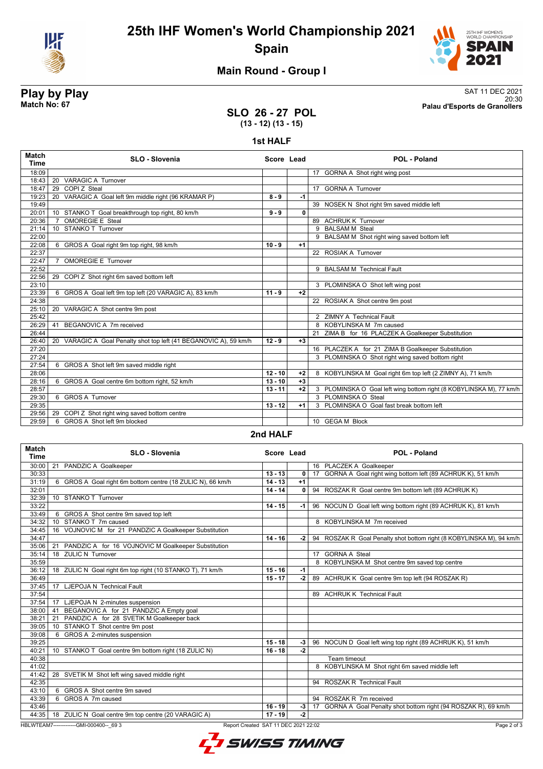# 25th IHF Women's World Championship 2021

## Spain

### Main Round - Group I

**Play by Play**
**Match No: 67**

SAT 11 DEC 2021
20:30
**Palau d'Esports de Granollers**

## SLO 26 - 27 POL
**(13 - 12) (13 - 15)**

### 1st HALF

| Match Time | SLO - Slovenia | Score | Lead | POL - Poland |
|---|---|---|---|---|
| 18:09 | | | | 17 GORNA A Shot right wing post |
| 18:43 | 20 VARAGIC A Turnover | | | |
| 18:47 | 29 COPI Z Steal | | | 17 GORNA A Turnover |
| 19:23 | 20 VARAGIC A Goal left 9m middle right (96 KRAMAR P) | 8 - 9 | -1 | |
| 19:49 | | | | 39 NOSEK N Shot right 9m saved middle left |
| 20:01 | 10 STANKO T Goal breakthrough top right, 80 km/h | 9 - 9 | 0 | |
| 20:36 | 7 OMOREGIE E Steal | | | 89 ACHRUK K Turnover |
| 21:14 | 10 STANKO T Turnover | | | 9 BALSAM M Steal |
| 22:00 | | | | 9 BALSAM M Shot right wing saved bottom left |
| 22:08 | 6 GROS A Goal right 9m top right, 98 km/h | 10 - 9 | +1 | |
| 22:37 | | | | 22 ROSIAK A Turnover |
| 22:47 | 7 OMOREGIE E Turnover | | | |
| 22:52 | | | | 9 BALSAM M Technical Fault |
| 22:56 | 29 COPI Z Shot right 6m saved bottom left | | | |
| 23:10 | | | | 3 PLOMINSKA O Shot left wing post |
| 23:39 | 6 GROS A Goal left 9m top left (20 VARAGIC A), 83 km/h | 11 - 9 | +2 | |
| 24:38 | | | | 22 ROSIAK A Shot centre 9m post |
| 25:10 | 20 VARAGIC A Shot centre 9m post | | | |
| 25:42 | | | | 2 ZIMNY A Technical Fault |
| 26:29 | 41 BEGANOVIC A 7m received | | | 8 KOBYLINSKA M 7m caused |
| 26:44 | | | | 21 ZIMA B for 16 PLACZEK A Goalkeeper Substitution |
| 26:40 | 20 VARAGIC A Goal Penalty shot top left (41 BEGANOVIC A), 59 km/h | 12 - 9 | +3 | |
| 27:20 | | | | 16 PLACZEK A for 21 ZIMA B Goalkeeper Substitution |
| 27:24 | | | | 3 PLOMINSKA O Shot right wing saved bottom right |
| 27:54 | 6 GROS A Shot left 9m saved middle right | | | |
| 28:06 | | 12 - 10 | +2 | 8 KOBYLINSKA M Goal right 6m top left (2 ZIMNY A), 71 km/h |
| 28:16 | 6 GROS A Goal centre 6m bottom right, 52 km/h | 13 - 10 | +3 | |
| 28:57 | | 13 - 11 | +2 | 3 PLOMINSKA O Goal left wing bottom right (8 KOBYLINSKA M), 77 km/h |
| 29:30 | 6 GROS A Turnover | | | 3 PLOMINSKA O Steal |
| 29:35 | | 13 - 12 | +1 | 3 PLOMINSKA O Goal fast break bottom left |
| 29:56 | 29 COPI Z Shot right wing saved bottom centre | | | |
| 29:59 | 6 GROS A Shot left 9m blocked | | | 10 GEGA M Block |

### 2nd HALF

| Match Time | SLO - Slovenia | Score | Lead | POL - Poland |
|---|---|---|---|---|
| 30:00 | 21 PANDZIC A Goalkeeper | | | 16 PLACZEK A Goalkeeper |
| 30:33 | | 13 - 13 | 0 | 17 GORNA A Goal right wing bottom left (89 ACHRUK K), 51 km/h |
| 31:19 | 6 GROS A Goal right 6m bottom centre (18 ZULIC N), 66 km/h | 14 - 13 | +1 | |
| 32:01 | | 14 - 14 | 0 | 94 ROSZAK R Goal centre 9m bottom left (89 ACHRUK K) |
| 32:39 | 10 STANKO T Turnover | | | |
| 33:22 | | 14 - 15 | -1 | 96 NOCUN D Goal left wing bottom right (89 ACHRUK K), 81 km/h |
| 33:49 | 6 GROS A Shot centre 9m saved top left | | | |
| 34:32 | 10 STANKO T 7m caused | | | 8 KOBYLINSKA M 7m received |
| 34:45 | 16 VOJNOVIC M for 21 PANDZIC A Goalkeeper Substitution | | | |
| 34:47 | | 14 - 16 | -2 | 94 ROSZAK R Goal Penalty shot bottom right (8 KOBYLINSKA M), 94 km/h |
| 35:06 | 21 PANDZIC A for 16 VOJNOVIC M Goalkeeper Substitution | | | |
| 35:14 | 18 ZULIC N Turnover | | | 17 GORNA A Steal |
| 35:59 | | | | 8 KOBYLINSKA M Shot centre 9m saved top centre |
| 36:12 | 18 ZULIC N Goal right 6m top right (10 STANKO T), 71 km/h | 15 - 16 | -1 | |
| 36:49 | | 15 - 17 | -2 | 89 ACHRUK K Goal centre 9m top left (94 ROSZAK R) |
| 37:45 | 17 LJEPOJA N Technical Fault | | | |
| 37:54 | | | | 89 ACHRUK K Technical Fault |
| 37:54 | 17 LJEPOJA N 2-minutes suspension | | | |
| 38:00 | 41 BEGANOVIC A for 21 PANDZIC A Empty goal | | | |
| 38:21 | 21 PANDZIC A for 28 SVETIK M Goalkeeper back | | | |
| 39:05 | 10 STANKO T Shot centre 9m post | | | |
| 39:08 | 6 GROS A 2-minutes suspension | | | |
| 39:25 | | 15 - 18 | -3 | 96 NOCUN D Goal left wing top right (89 ACHRUK K), 51 km/h |
| 40:21 | 10 STANKO T Goal centre 9m bottom right (18 ZULIC N) | 16 - 18 | -2 | |
| 40:38 | | | | Team timeout |
| 41:02 | | | | 8 KOBYLINSKA M Shot right 6m saved middle left |
| 41:42 | 28 SVETIK M Shot left wing saved middle right | | | |
| 42:35 | | | | 94 ROSZAK R Technical Fault |
| 43:10 | 6 GROS A Shot centre 9m saved | | | |
| 43:39 | 6 GROS A 7m caused | | | 94 ROSZAK R 7m received |
| 43:46 | | 16 - 19 | -3 | 17 GORNA A Goal Penalty shot bottom right (94 ROSZAK R), 69 km/h |
| 44:35 | 18 ZULIC N Goal centre 9m top centre (20 VARAGIC A) | 17 - 19 | -2 | |

HBLWTEAM7-------------GMI-000400--_69 3 Report Created SAT 11 DEC 2021 22:02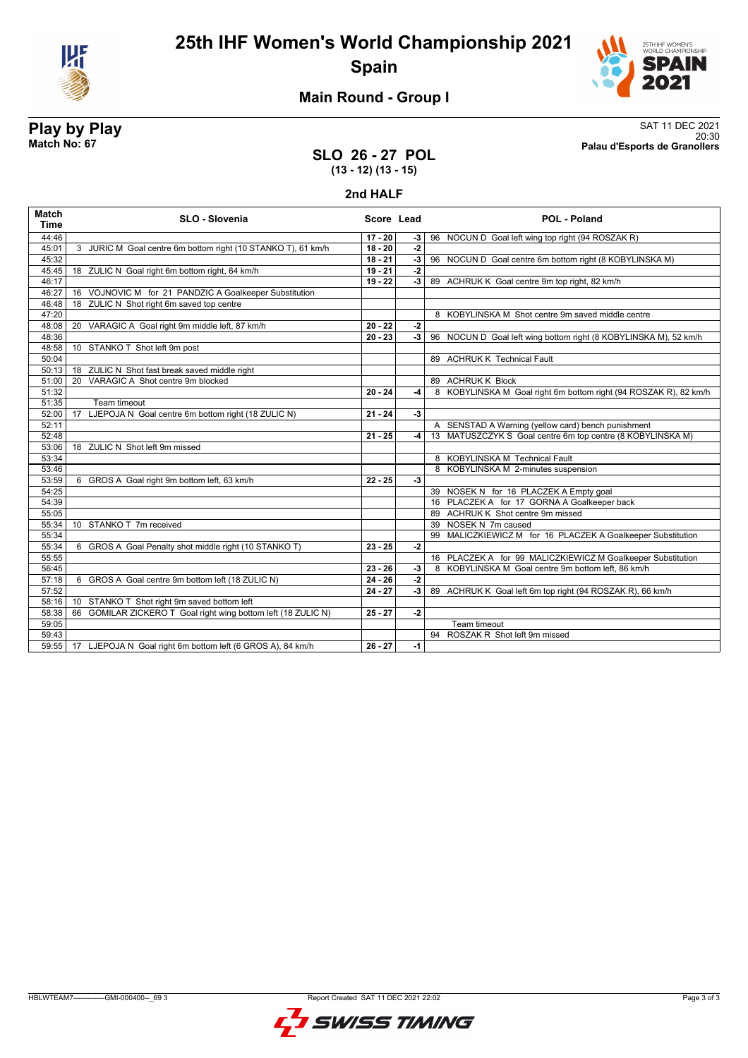# 25th IHF Women's World Championship 2021

**Spain**

## Main Round - Group I

**Play by Play**
**Match No: 67**

SAT 11 DEC 2021
20:30
**Palau d'Esports de Granollers**

## SLO 26 - 27 POL

**(13 - 12) (13 - 15)**

### 2nd HALF

| Match Time | SLO - Slovenia | Score | Lead | POL - Poland |
|---|---|---|---|---|
| 44:46 | | 17 - 20 | -3 | 96 NOCUN D Goal left wing top right (94 ROSZAK R) |
| 45:01 | 3 JURIC M Goal centre 6m bottom right (10 STANKO T), 61 km/h | 18 - 20 | -2 | |
| 45:32 | | 18 - 21 | -3 | 96 NOCUN D Goal centre 6m bottom right (8 KOBYLINSKA M) |
| 45:45 | 18 ZULIC N Goal right 6m bottom right, 64 km/h | 19 - 21 | -2 | |
| 46:17 | | 19 - 22 | -3 | 89 ACHRUK K Goal centre 9m top right, 82 km/h |
| 46:27 | 16 VOJNOVIC M for 21 PANDZIC A Goalkeeper Substitution | | | |
| 46:48 | 18 ZULIC N Shot right 6m saved top centre | | | |
| 47:20 | | | | 8 KOBYLINSKA M Shot centre 9m saved middle centre |
| 48:08 | 20 VARAGIC A Goal right 9m middle left, 87 km/h | 20 - 22 | -2 | |
| 48:36 | | 20 - 23 | -3 | 96 NOCUN D Goal left wing bottom right (8 KOBYLINSKA M), 52 km/h |
| 48:58 | 10 STANKO T Shot left 9m post | | | |
| 50:04 | | | | 89 ACHRUK K Technical Fault |
| 50:13 | 18 ZULIC N Shot fast break saved middle right | | | |
| 51:00 | 20 VARAGIC A Shot centre 9m blocked | | | 89 ACHRUK K Block |
| 51:32 | | 20 - 24 | -4 | 8 KOBYLINSKA M Goal right 6m bottom right (94 ROSZAK R), 82 km/h |
| 51:35 | Team timeout | | | |
| 52:00 | 17 LJEPOJA N Goal centre 6m bottom right (18 ZULIC N) | 21 - 24 | -3 | |
| 52:11 | | | | A SENSTAD A Warning (yellow card) bench punishment |
| 52:48 | | 21 - 25 | -4 | 13 MATUSZCZYK S Goal centre 6m top centre (8 KOBYLINSKA M) |
| 53:06 | 18 ZULIC N Shot left 9m missed | | | |
| 53:34 | | | | 8 KOBYLINSKA M Technical Fault |
| 53:46 | | | | 8 KOBYLINSKA M 2-minutes suspension |
| 53:59 | 6 GROS A Goal right 9m bottom left, 63 km/h | 22 - 25 | -3 | |
| 54:25 | | | | 39 NOSEK N for 16 PLACZEK A Empty goal |
| 54:39 | | | | 16 PLACZEK A for 17 GORNA A Goalkeeper back |
| 55:05 | | | | 89 ACHRUK K Shot centre 9m missed |
| 55:34 | 10 STANKO T 7m received | | | 39 NOSEK N 7m caused |
| 55:34 | | | | 99 MALICZKIEWICZ M for 16 PLACZEK A Goalkeeper Substitution |
| 55:34 | 6 GROS A Goal Penalty shot middle right (10 STANKO T) | 23 - 25 | -2 | |
| 55:55 | | | | 16 PLACZEK A for 99 MALICZKIEWICZ M Goalkeeper Substitution |
| 56:45 | | 23 - 26 | -3 | 8 KOBYLINSKA M Goal centre 9m bottom left, 86 km/h |
| 57:18 | 6 GROS A Goal centre 9m bottom left (18 ZULIC N) | 24 - 26 | -2 | |
| 57:52 | | 24 - 27 | -3 | 89 ACHRUK K Goal left 6m top right (94 ROSZAK R), 66 km/h |
| 58:16 | 10 STANKO T Shot right 9m saved bottom left | | | |
| 58:38 | 66 GOMILAR ZICKERO T Goal right wing bottom left (18 ZULIC N) | 25 - 27 | -2 | |
| 59:05 | | | | Team timeout |
| 59:43 | | | | 94 ROSZAK R Shot left 9m missed |
| 59:55 | 17 LJEPOJA N Goal right 6m bottom left (6 GROS A), 84 km/h | 26 - 27 | -1 | |

HBLWTEAM7-------------GMI-000400--_69 3    Report Created SAT 11 DEC 2021 22:02